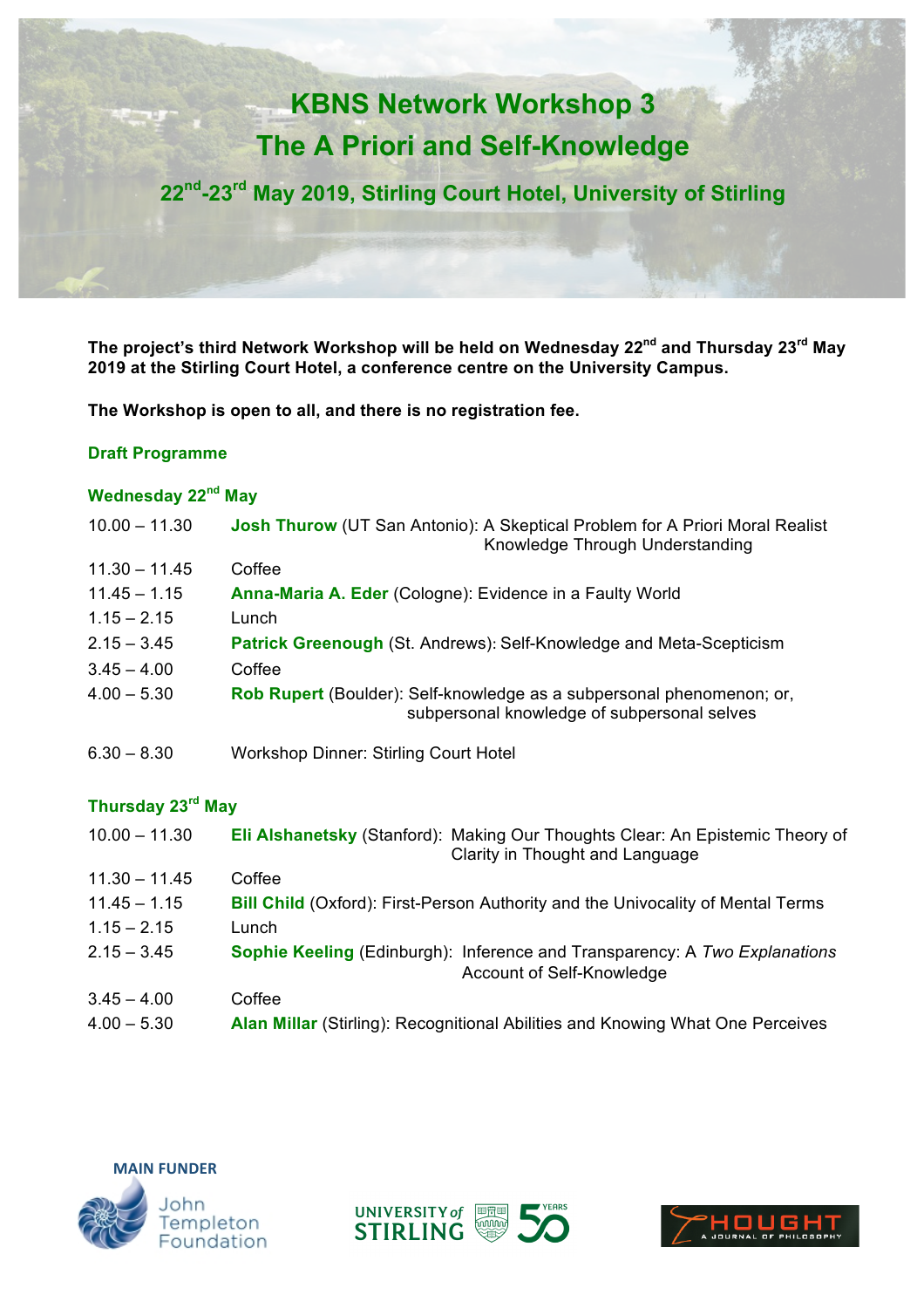# KBNS Network Workshop 3
# The A Priori and Self-Knowledge

## 22nd-23rd May 2019, Stirling Court Hotel, University of Stirling

**The project's third Network Workshop will be held on Wednesday 22nd and Thursday 23rd May 2019 at the Stirling Court Hotel, a conference centre on the University Campus.**

**The Workshop is open to all, and there is no registration fee.**

### Draft Programme

### Wednesday 22nd May

| | |
|---|---|
| 10.00 – 11.30 | **Josh Thurow** (UT San Antonio): A Skeptical Problem for A Priori Moral Realist Knowledge Through Understanding |
| 11.30 – 11.45 | Coffee |
| 11.45 – 1.15 | **Anna-Maria A. Eder** (Cologne): Evidence in a Faulty World |
| 1.15 – 2.15 | Lunch |
| 2.15 – 3.45 | **Patrick Greenough** (St. Andrews): Self-Knowledge and Meta-Scepticism |
| 3.45 – 4.00 | Coffee |
| 4.00 – 5.30 | **Rob Rupert** (Boulder): Self-knowledge as a subpersonal phenomenon; or, subpersonal knowledge of subpersonal selves |
| 6.30 – 8.30 | Workshop Dinner: Stirling Court Hotel |

### Thursday 23rd May

| | |
|---|---|
| 10.00 – 11.30 | **Eli Alshanetsky** (Stanford): Making Our Thoughts Clear: An Epistemic Theory of Clarity in Thought and Language |
| 11.30 – 11.45 | Coffee |
| 11.45 – 1.15 | **Bill Child** (Oxford): First-Person Authority and the Univocality of Mental Terms |
| 1.15 – 2.15 | Lunch |
| 2.15 – 3.45 | **Sophie Keeling** (Edinburgh): Inference and Transparency: A *Two Explanations* Account of Self-Knowledge |
| 3.45 – 4.00 | Coffee |
| 4.00 – 5.30 | **Alan Millar** (Stirling): Recognitional Abilities and Knowing What One Perceives |

MAIN FUNDER

John Templeton Foundation

University of Stirling 50 Years

Thought: A Journal of Philosophy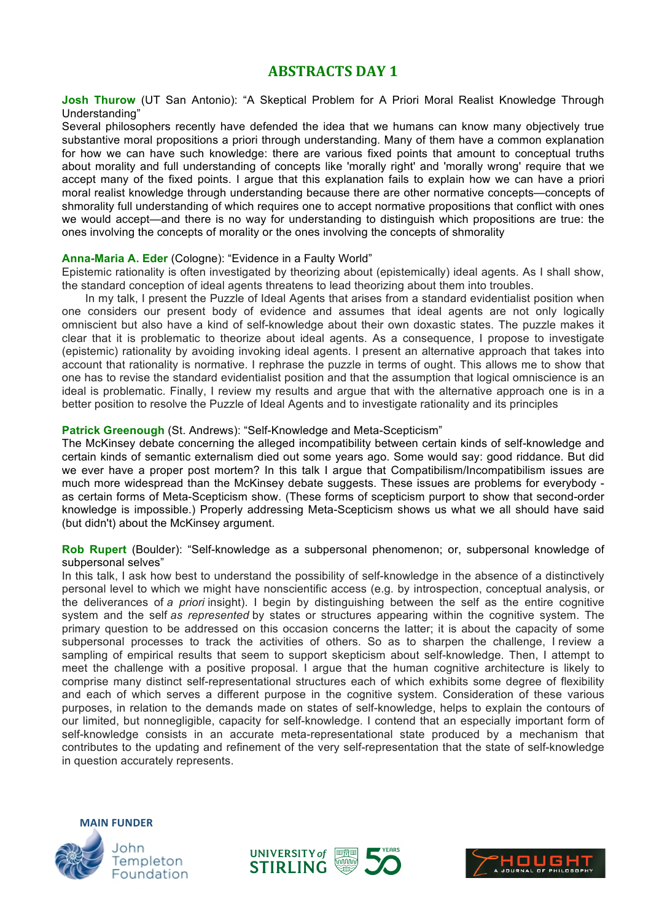# ABSTRACTS DAY 1

**Josh Thurow** (UT San Antonio): "A Skeptical Problem for A Priori Moral Realist Knowledge Through Understanding"

Several philosophers recently have defended the idea that we humans can know many objectively true substantive moral propositions a priori through understanding. Many of them have a common explanation for how we can have such knowledge: there are various fixed points that amount to conceptual truths about morality and full understanding of concepts like 'morally right' and 'morally wrong' require that we accept many of the fixed points. I argue that this explanation fails to explain how we can have a priori moral realist knowledge through understanding because there are other normative concepts—concepts of shmorality full understanding of which requires one to accept normative propositions that conflict with ones we would accept—and there is no way for understanding to distinguish which propositions are true: the ones involving the concepts of morality or the ones involving the concepts of shmorality

**Anna-Maria A. Eder** (Cologne): "Evidence in a Faulty World"

Epistemic rationality is often investigated by theorizing about (epistemically) ideal agents. As I shall show, the standard conception of ideal agents threatens to lead theorizing about them into troubles.

In my talk, I present the Puzzle of Ideal Agents that arises from a standard evidentialist position when one considers our present body of evidence and assumes that ideal agents are not only logically omniscient but also have a kind of self-knowledge about their own doxastic states. The puzzle makes it clear that it is problematic to theorize about ideal agents. As a consequence, I propose to investigate (epistemic) rationality by avoiding invoking ideal agents. I present an alternative approach that takes into account that rationality is normative. I rephrase the puzzle in terms of ought. This allows me to show that one has to revise the standard evidentialist position and that the assumption that logical omniscience is an ideal is problematic. Finally, I review my results and argue that with the alternative approach one is in a better position to resolve the Puzzle of Ideal Agents and to investigate rationality and its principles

**Patrick Greenough** (St. Andrews): "Self-Knowledge and Meta-Scepticism"

The McKinsey debate concerning the alleged incompatibility between certain kinds of self-knowledge and certain kinds of semantic externalism died out some years ago. Some would say: good riddance. But did we ever have a proper post mortem? In this talk I argue that Compatibilism/Incompatibilism issues are much more widespread than the McKinsey debate suggests. These issues are problems for everybody - as certain forms of Meta-Scepticism show. (These forms of scepticism purport to show that second-order knowledge is impossible.) Properly addressing Meta-Scepticism shows us what we all should have said (but didn't) about the McKinsey argument.

**Rob Rupert** (Boulder): "Self-knowledge as a subpersonal phenomenon; or, subpersonal knowledge of subpersonal selves"

In this talk, I ask how best to understand the possibility of self-knowledge in the absence of a distinctively personal level to which we might have nonscientific access (e.g. by introspection, conceptual analysis, or the deliverances of *a priori* insight). I begin by distinguishing between the self as the entire cognitive system and the self *as represented* by states or structures appearing within the cognitive system. The primary question to be addressed on this occasion concerns the latter; it is about the capacity of some subpersonal processes to track the activities of others. So as to sharpen the challenge, I review a sampling of empirical results that seem to support skepticism about self-knowledge. Then, I attempt to meet the challenge with a positive proposal. I argue that the human cognitive architecture is likely to comprise many distinct self-representational structures each of which exhibits some degree of flexibility and each of which serves a different purpose in the cognitive system. Consideration of these various purposes, in relation to the demands made on states of self-knowledge, helps to explain the contours of our limited, but nonnegligible, capacity for self-knowledge. I contend that an especially important form of self-knowledge consists in an accurate meta-representational state produced by a mechanism that contributes to the updating and refinement of the very self-representation that the state of self-knowledge in question accurately represents.

MAIN FUNDER

John Templeton Foundation

UNIVERSITY of STIRLING 50 YEARS

THOUGHT A JOURNAL OF PHILOSOPHY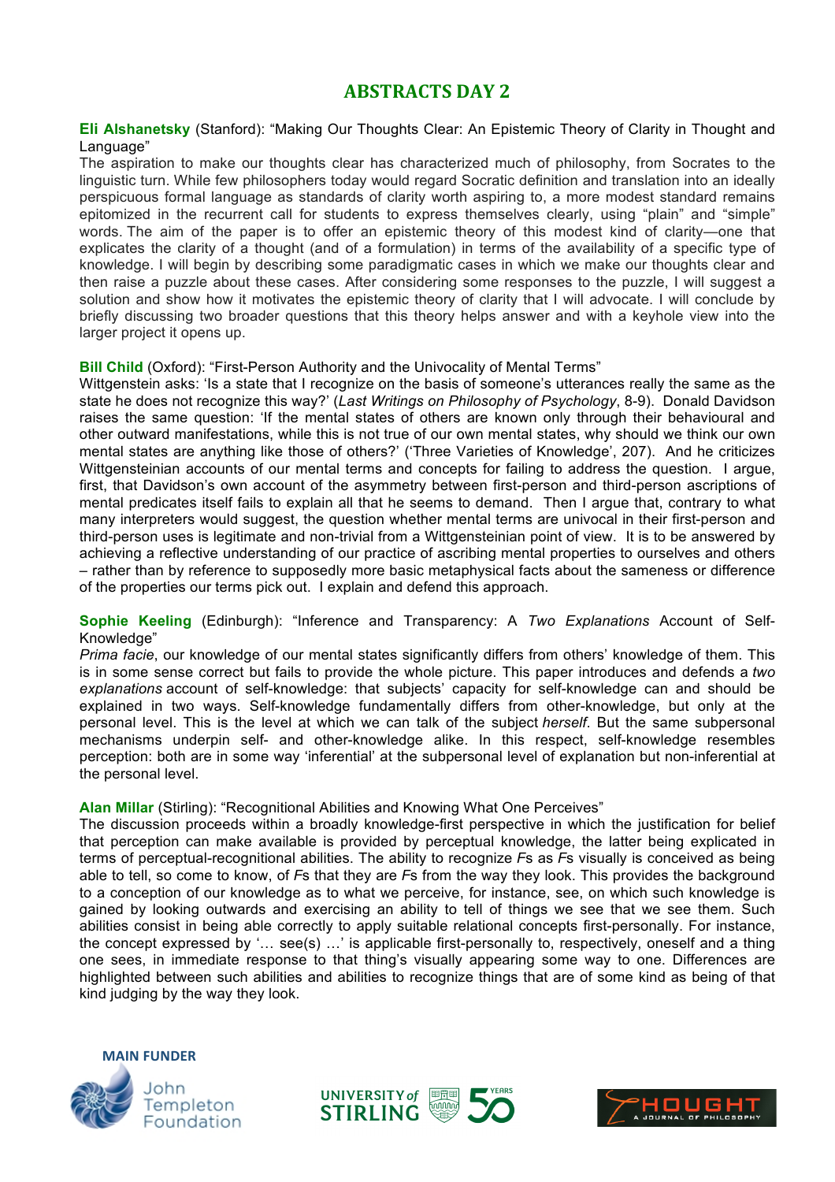# ABSTRACTS DAY 2

**Eli Alshanetsky** (Stanford): "Making Our Thoughts Clear: An Epistemic Theory of Clarity in Thought and Language"

The aspiration to make our thoughts clear has characterized much of philosophy, from Socrates to the linguistic turn. While few philosophers today would regard Socratic definition and translation into an ideally perspicuous formal language as standards of clarity worth aspiring to, a more modest standard remains epitomized in the recurrent call for students to express themselves clearly, using "plain" and "simple" words. The aim of the paper is to offer an epistemic theory of this modest kind of clarity—one that explicates the clarity of a thought (and of a formulation) in terms of the availability of a specific type of knowledge. I will begin by describing some paradigmatic cases in which we make our thoughts clear and then raise a puzzle about these cases. After considering some responses to the puzzle, I will suggest a solution and show how it motivates the epistemic theory of clarity that I will advocate. I will conclude by briefly discussing two broader questions that this theory helps answer and with a keyhole view into the larger project it opens up.

**Bill Child** (Oxford): "First-Person Authority and the Univocality of Mental Terms"

Wittgenstein asks: 'Is a state that I recognize on the basis of someone's utterances really the same as the state he does not recognize this way?' (*Last Writings on Philosophy of Psychology*, 8-9). Donald Davidson raises the same question: 'If the mental states of others are known only through their behavioural and other outward manifestations, while this is not true of our own mental states, why should we think our own mental states are anything like those of others?' ('Three Varieties of Knowledge', 207). And he criticizes Wittgensteinian accounts of our mental terms and concepts for failing to address the question. I argue, first, that Davidson's own account of the asymmetry between first-person and third-person ascriptions of mental predicates itself fails to explain all that he seems to demand. Then I argue that, contrary to what many interpreters would suggest, the question whether mental terms are univocal in their first-person and third-person uses is legitimate and non-trivial from a Wittgensteinian point of view. It is to be answered by achieving a reflective understanding of our practice of ascribing mental properties to ourselves and others – rather than by reference to supposedly more basic metaphysical facts about the sameness or difference of the properties our terms pick out. I explain and defend this approach.

**Sophie Keeling** (Edinburgh): "Inference and Transparency: A *Two Explanations* Account of Self-Knowledge"

*Prima facie*, our knowledge of our mental states significantly differs from others' knowledge of them. This is in some sense correct but fails to provide the whole picture. This paper introduces and defends a *two explanations* account of self-knowledge: that subjects' capacity for self-knowledge can and should be explained in two ways. Self-knowledge fundamentally differs from other-knowledge, but only at the personal level. This is the level at which we can talk of the subject *herself*. But the same subpersonal mechanisms underpin self- and other-knowledge alike. In this respect, self-knowledge resembles perception: both are in some way 'inferential' at the subpersonal level of explanation but non-inferential at the personal level.

**Alan Millar** (Stirling): "Recognitional Abilities and Knowing What One Perceives"

The discussion proceeds within a broadly knowledge-first perspective in which the justification for belief that perception can make available is provided by perceptual knowledge, the latter being explicated in terms of perceptual-recognitional abilities. The ability to recognize *F*s as *F*s visually is conceived as being able to tell, so come to know, of *F*s that they are *F*s from the way they look. This provides the background to a conception of our knowledge as to what we perceive, for instance, see, on which such knowledge is gained by looking outwards and exercising an ability to tell of things we see that we see them. Such abilities consist in being able correctly to apply suitable relational concepts first-personally. For instance, the concept expressed by '… see(s) …' is applicable first-personally to, respectively, oneself and a thing one sees, in immediate response to that thing's visually appearing some way to one. Differences are highlighted between such abilities and abilities to recognize things that are of some kind as being of that kind judging by the way they look.

MAIN FUNDER

John Templeton Foundation

UNIVERSITY of STIRLING 50 YEARS

THOUGHT A JOURNAL OF PHILOSOPHY